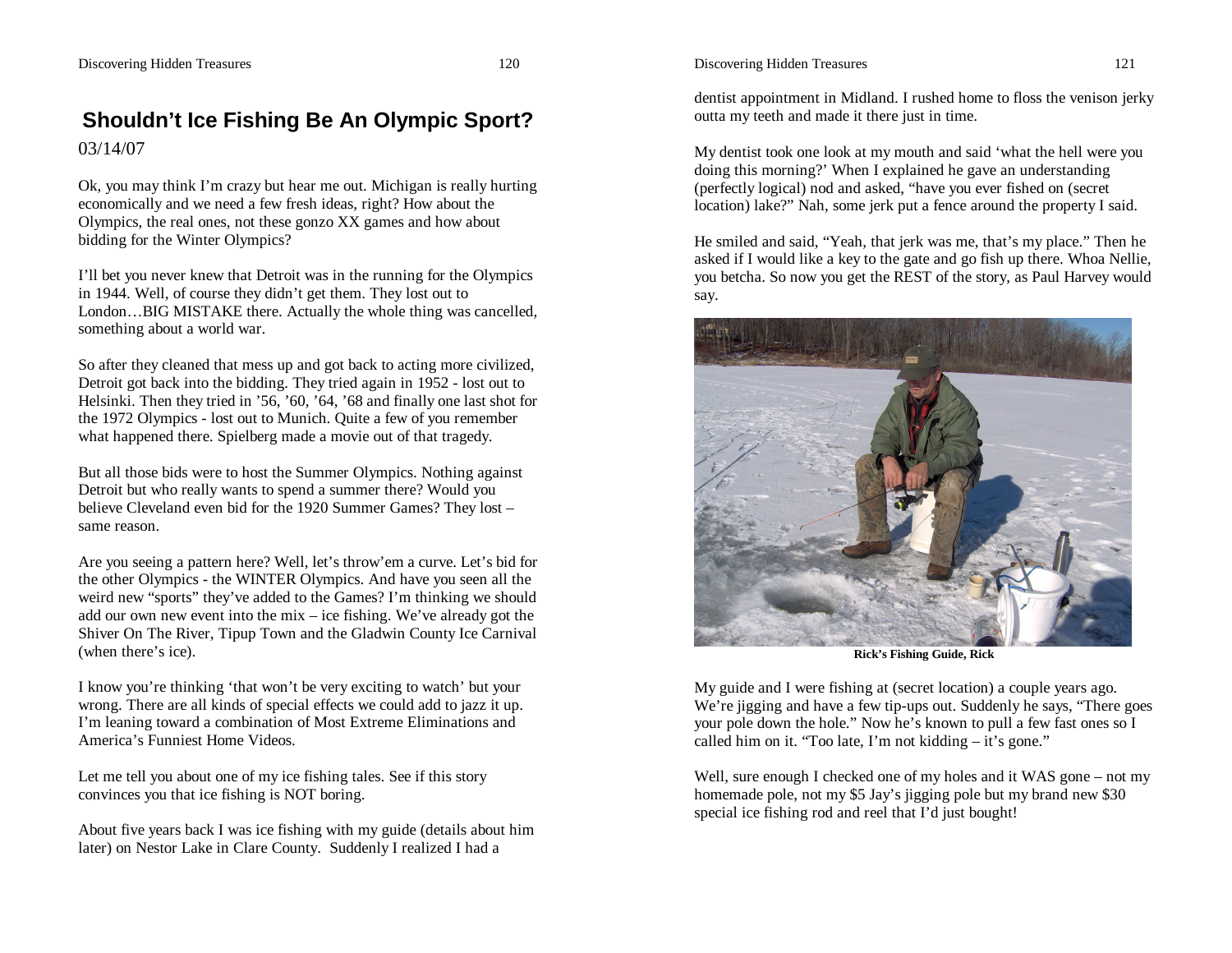## Shouldn't Ice Fishing Be An Olympic Sport?

03/14/07

Ok, you may think I'm crazy but hear me out. Michigan is really hurting economically and we need a few fresh ideas, right? How about the Olympics, the real ones, not these gonzo XX games and how about bidding for the Winter Olympics?

I'll bet you never knew that Detroit was in the running for the Olympics in 1944. Well, of course they didn't get them. They lost out to London…BIG MISTAKE there. Actually the whole thing was cancelled, something about a world war.

So after they cleaned that mess up and got back to acting more civilized, Detroit got back into the bidding. They tried again in 1952 - lost out to Helsinki. Then they tried in '56, '60, '64, '68 and finally one last shot for the 1972 Olympics - lost out to Munich. Quite a few of you remember what happened there. Spielberg made a movie out of that tragedy.

But all those bids were to host the Summer Olympics. Nothing against Detroit but who really wants to spend a summer there? Would you believe Cleveland even bid for the 1920 Summer Games? They lost – same reason.

Are you seeing a pattern here? Well, let's throw'em a curve. Let's bid for the other Olympics - the WINTER Olympics. And have you seen all the weird new "sports" they've added to the Games? I'm thinking we should add our own new event into the mix – ice fishing. We've already got the Shiver On The River, Tipup Town and the Gladwin County Ice Carnival (when there's ice).

I know you're thinking 'that won't be very exciting to watch' but your wrong. There are all kinds of special effects we could add to jazz it up. I'm leaning toward a combination of Most Extreme Eliminations and America's Funniest Home Videos.

Let me tell you about one of my ice fishing tales. See if this story convinces you that ice fishing is NOT boring.

About five years back I was ice fishing with my guide (details about him later) on Nestor Lake in Clare County. Suddenly I realized I had a dentist appointment in Midland. I rushed home to floss the venison jerky outta my teeth and made it there just in time.

My dentist took one look at my mouth and said 'what the hell were you doing this morning?' When I explained he gave an understanding (perfectly logical) nod and asked, "have you ever fished on (secret location) lake?" Nah, some jerk put a fence around the property I said.

He smiled and said, "Yeah, that jerk was me, that's my place." Then he asked if I would like a key to the gate and go fish up there. Whoa Nellie, you betcha. So now you get the REST of the story, as Paul Harvey would say.

**Rick's Fishing Guide, Rick**

My guide and I were fishing at (secret location) a couple years ago. We're jigging and have a few tip-ups out. Suddenly he says, "There goes your pole down the hole." Now he's known to pull a few fast ones so I called him on it. "Too late, I'm not kidding – it's gone."

Well, sure enough I checked one of my holes and it WAS gone – not my homemade pole, not my $5 Jay's jigging pole but my brand new $30 special ice fishing rod and reel that I'd just bought!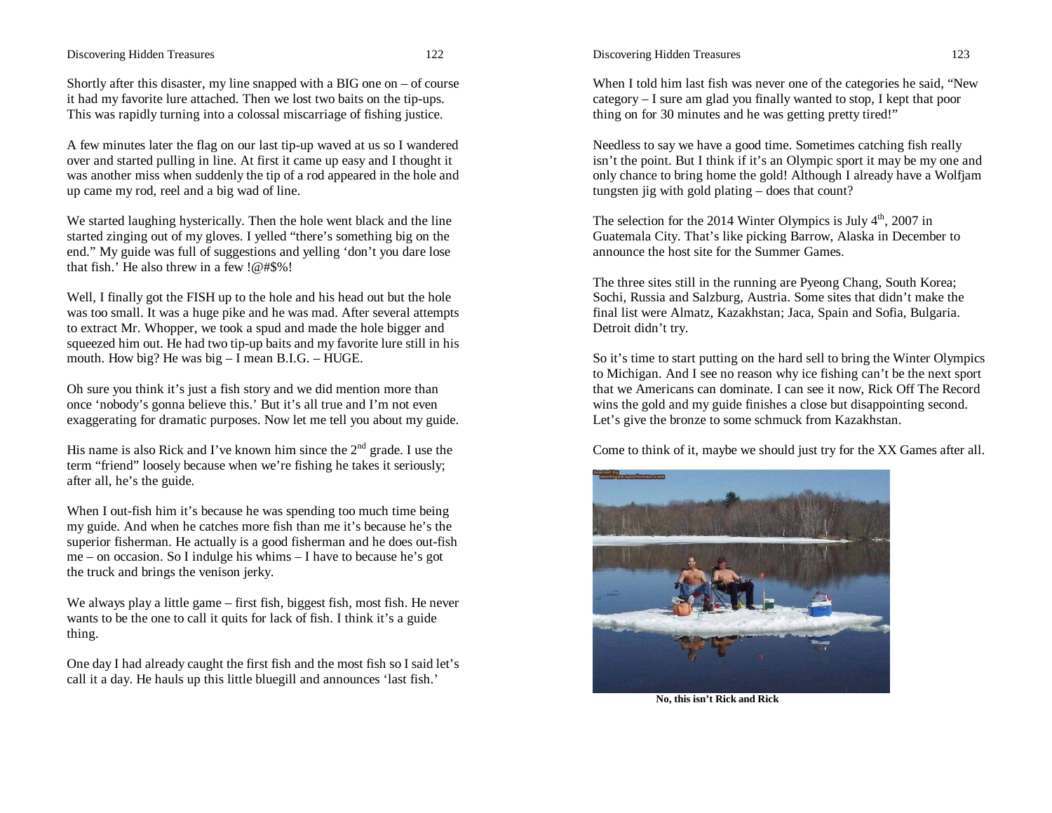Shortly after this disaster, my line snapped with a BIG one on – of course it had my favorite lure attached. Then we lost two baits on the tip-ups. This was rapidly turning into a colossal miscarriage of fishing justice.

A few minutes later the flag on our last tip-up waved at us so I wandered over and started pulling in line. At first it came up easy and I thought it was another miss when suddenly the tip of a rod appeared in the hole and up came my rod, reel and a big wad of line.

We started laughing hysterically. Then the hole went black and the line started zinging out of my gloves. I yelled "there's something big on the end." My guide was full of suggestions and yelling 'don't you dare lose that fish.' He also threw in a few !@#$%!

Well, I finally got the FISH up to the hole and his head out but the hole was too small. It was a huge pike and he was mad. After several attempts to extract Mr. Whopper, we took a spud and made the hole bigger and squeezed him out. He had two tip-up baits and my favorite lure still in his mouth. How big? He was big – I mean B.I.G. – HUGE.

Oh sure you think it's just a fish story and we did mention more than once 'nobody's gonna believe this.' But it's all true and I'm not even exaggerating for dramatic purposes. Now let me tell you about my guide.

His name is also Rick and I've known him since the 2nd grade. I use the term "friend" loosely because when we're fishing he takes it seriously; after all, he's the guide.

When I out-fish him it's because he was spending too much time being my guide. And when he catches more fish than me it's because he's the superior fisherman. He actually is a good fisherman and he does out-fish me – on occasion. So I indulge his whims – I have to because he's got the truck and brings the venison jerky.

We always play a little game – first fish, biggest fish, most fish. He never wants to be the one to call it quits for lack of fish. I think it's a guide thing.

One day I had already caught the first fish and the most fish so I said let's call it a day. He hauls up this little bluegill and announces 'last fish.'

When I told him last fish was never one of the categories he said, "New category – I sure am glad you finally wanted to stop, I kept that poor thing on for 30 minutes and he was getting pretty tired!"

Needless to say we have a good time. Sometimes catching fish really isn't the point. But I think if it's an Olympic sport it may be my one and only chance to bring home the gold! Although I already have a Wolfjam tungsten jig with gold plating – does that count?

The selection for the 2014 Winter Olympics is July 4th, 2007 in Guatemala City. That's like picking Barrow, Alaska in December to announce the host site for the Summer Games.

The three sites still in the running are Pyeong Chang, South Korea; Sochi, Russia and Salzburg, Austria. Some sites that didn't make the final list were Almatz, Kazakhstan; Jaca, Spain and Sofia, Bulgaria. Detroit didn't try.

So it's time to start putting on the hard sell to bring the Winter Olympics to Michigan. And I see no reason why ice fishing can't be the next sport that we Americans can dominate. I can see it now, Rick Off The Record wins the gold and my guide finishes a close but disappointing second. Let's give the bronze to some schmuck from Kazakhstan.

Come to think of it, maybe we should just try for the XX Games after all.

**No, this isn't Rick and Rick**